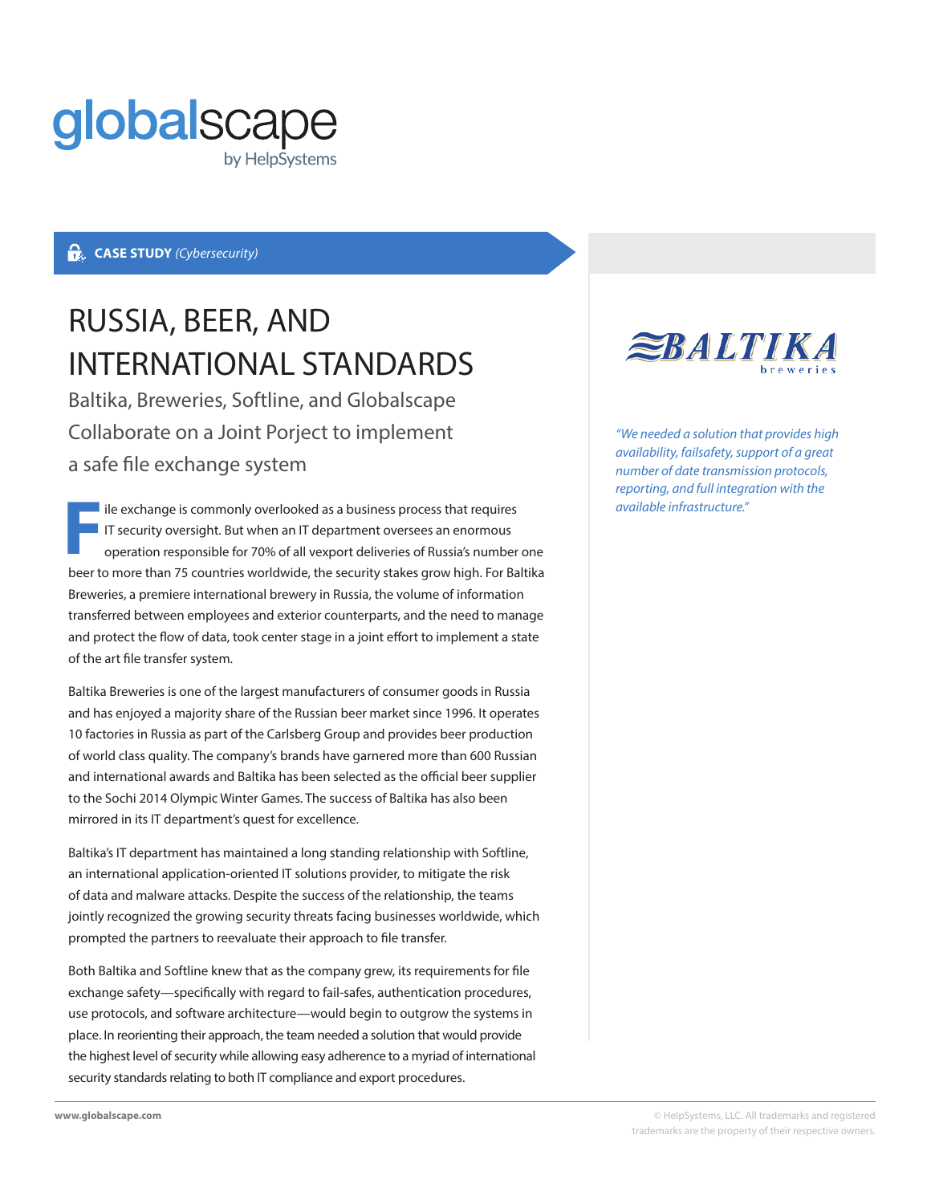globalscape
by HelpSystems

**CASE STUDY** *(Cybersecurity)*

# RUSSIA, BEER, AND INTERNATIONAL STANDARDS

## Baltika, Breweries, Softline, and Globalscape Collaborate on a Joint Porject to implement a safe file exchange system

File exchange is commonly overlooked as a business process that requires IT security oversight. But when an IT department oversees an enormous operation responsible for 70% of all vexport deliveries of Russia's number one beer to more than 75 countries worldwide, the security stakes grow high. For Baltika Breweries, a premiere international brewery in Russia, the volume of information transferred between employees and exterior counterparts, and the need to manage and protect the flow of data, took center stage in a joint effort to implement a state of the art file transfer system.

Baltika Breweries is one of the largest manufacturers of consumer goods in Russia and has enjoyed a majority share of the Russian beer market since 1996. It operates 10 factories in Russia as part of the Carlsberg Group and provides beer production of world class quality. The company's brands have garnered more than 600 Russian and international awards and Baltika has been selected as the official beer supplier to the Sochi 2014 Olympic Winter Games. The success of Baltika has also been mirrored in its IT department's quest for excellence.

Baltika's IT department has maintained a long standing relationship with Softline, an international application-oriented IT solutions provider, to mitigate the risk of data and malware attacks. Despite the success of the relationship, the teams jointly recognized the growing security threats facing businesses worldwide, which prompted the partners to reevaluate their approach to file transfer.

Both Baltika and Softline knew that as the company grew, its requirements for file exchange safety—specifically with regard to fail-safes, authentication procedures, use protocols, and software architecture—would begin to outgrow the systems in place. In reorienting their approach, the team needed a solution that would provide the highest level of security while allowing easy adherence to a myriad of international security standards relating to both IT compliance and export procedures.

BALTIKA
breweries

*"We needed a solution that provides high availability, failsafety, support of a great number of date transmission protocols, reporting, and full integration with the available infrastructure."*

www.globalscape.com

© HelpSystems, LLC. All trademarks and registered trademarks are the property of their respective owners.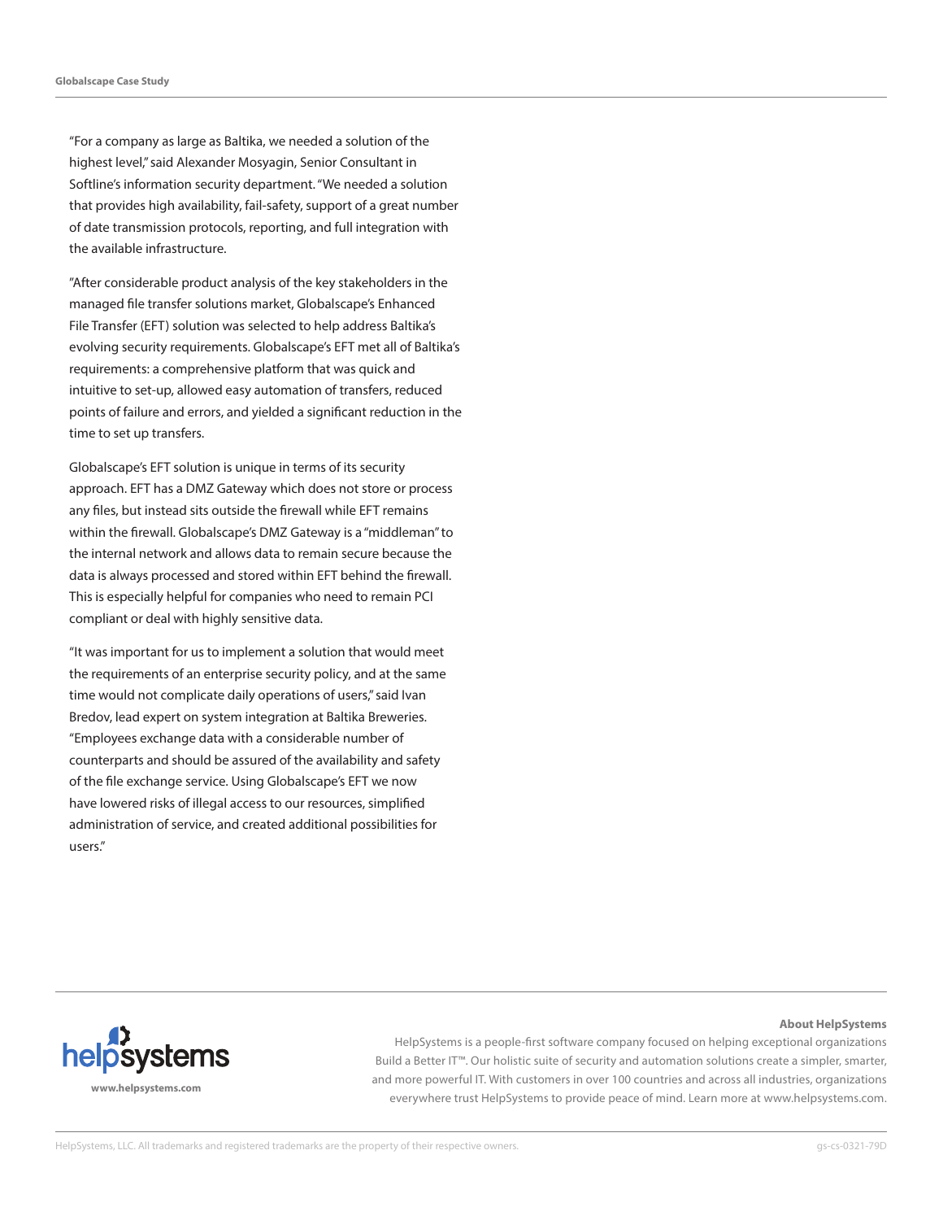"For a company as large as Baltika, we needed a solution of the highest level," said Alexander Mosyagin, Senior Consultant in Softline's information security department. "We needed a solution that provides high availability, fail-safety, support of a great number of date transmission protocols, reporting, and full integration with the available infrastructure.

"After considerable product analysis of the key stakeholders in the managed file transfer solutions market, Globalscape's Enhanced File Transfer (EFT) solution was selected to help address Baltika's evolving security requirements. Globalscape's EFT met all of Baltika's requirements: a comprehensive platform that was quick and intuitive to set-up, allowed easy automation of transfers, reduced points of failure and errors, and yielded a significant reduction in the time to set up transfers.

Globalscape's EFT solution is unique in terms of its security approach. EFT has a DMZ Gateway which does not store or process any files, but instead sits outside the firewall while EFT remains within the firewall. Globalscape's DMZ Gateway is a "middleman" to the internal network and allows data to remain secure because the data is always processed and stored within EFT behind the firewall. This is especially helpful for companies who need to remain PCI compliant or deal with highly sensitive data.

"It was important for us to implement a solution that would meet the requirements of an enterprise security policy, and at the same time would not complicate daily operations of users," said Ivan Bredov, lead expert on system integration at Baltika Breweries. "Employees exchange data with a considerable number of counterparts and should be assured of the availability and safety of the file exchange service. Using Globalscape's EFT we now have lowered risks of illegal access to our resources, simplified administration of service, and created additional possibilities for users."

helpsystems

www.helpsystems.com

**About HelpSystems**

HelpSystems is a people-first software company focused on helping exceptional organizations Build a Better IT™. Our holistic suite of security and automation solutions create a simpler, smarter, and more powerful IT. With customers in over 100 countries and across all industries, organizations everywhere trust HelpSystems to provide peace of mind. Learn more at www.helpsystems.com.

HelpSystems, LLC. All trademarks and registered trademarks are the property of their respective owners.

gs-cs-0321-79D